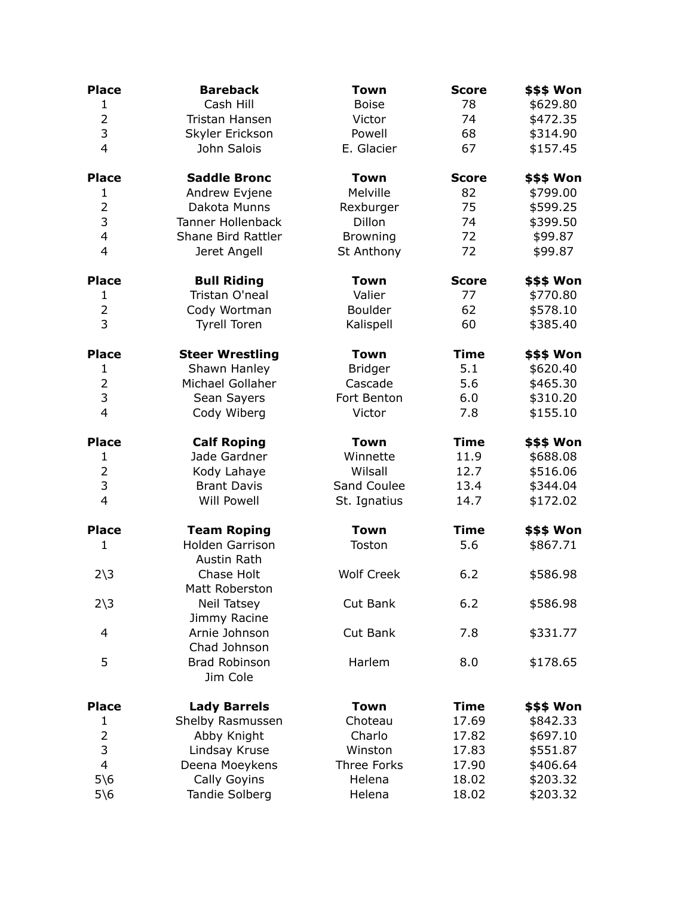| Place | Bareback | Town | Score | $$$ Won |
|---|---|---|---|---|
| 1 | Cash Hill | Boise | 78 | $629.80 |
| 2 | Tristan Hansen | Victor | 74 | $472.35 |
| 3 | Skyler Erickson | Powell | 68 | $314.90 |
| 4 | John Salois | E. Glacier | 67 | $157.45 |

| Place | Saddle Bronc | Town | Score | $$$ Won |
|---|---|---|---|---|
| 1 | Andrew Evjene | Melville | 82 | $799.00 |
| 2 | Dakota Munns | Rexburger | 75 | $599.25 |
| 3 | Tanner Hollenback | Dillon | 74 | $399.50 |
| 4 | Shane Bird Rattler | Browning | 72 | $99.87 |
| 4 | Jeret Angell | St Anthony | 72 | $99.87 |

| Place | Bull Riding | Town | Score | $$$ Won |
|---|---|---|---|---|
| 1 | Tristan O'neal | Valier | 77 | $770.80 |
| 2 | Cody Wortman | Boulder | 62 | $578.10 |
| 3 | Tyrell Toren | Kalispell | 60 | $385.40 |

| Place | Steer Wrestling | Town | Time | $$$ Won |
|---|---|---|---|---|
| 1 | Shawn Hanley | Bridger | 5.1 | $620.40 |
| 2 | Michael Gollaher | Cascade | 5.6 | $465.30 |
| 3 | Sean Sayers | Fort Benton | 6.0 | $310.20 |
| 4 | Cody Wiberg | Victor | 7.8 | $155.10 |

| Place | Calf Roping | Town | Time | $$$ Won |
|---|---|---|---|---|
| 1 | Jade Gardner | Winnette | 11.9 | $688.08 |
| 2 | Kody Lahaye | Wilsall | 12.7 | $516.06 |
| 3 | Brant Davis | Sand Coulee | 13.4 | $344.04 |
| 4 | Will Powell | St. Ignatius | 14.7 | $172.02 |

| Place | Team Roping | Town | Time | $$$ Won |
|---|---|---|---|---|
| 1 | Holden Garrison<br>Austin Rath | Toston | 5.6 | $867.71 |
| 2\3 | Chase Holt<br>Matt Roberston | Wolf Creek | 6.2 | $586.98 |
| 2\3 | Neil Tatsey<br>Jimmy Racine | Cut Bank | 6.2 | $586.98 |
| 4 | Arnie Johnson<br>Chad Johnson | Cut Bank | 7.8 | $331.77 |
| 5 | Brad Robinson<br>Jim Cole | Harlem | 8.0 | $178.65 |

| Place | Lady Barrels | Town | Time | $$$ Won |
|---|---|---|---|---|
| 1 | Shelby Rasmussen | Choteau | 17.69 | $842.33 |
| 2 | Abby Knight | Charlo | 17.82 | $697.10 |
| 3 | Lindsay Kruse | Winston | 17.83 | $551.87 |
| 4 | Deena Moeykens | Three Forks | 17.90 | $406.64 |
| 5\6 | Cally Goyins | Helena | 18.02 | $203.32 |
| 5\6 | Tandie Solberg | Helena | 18.02 | $203.32 |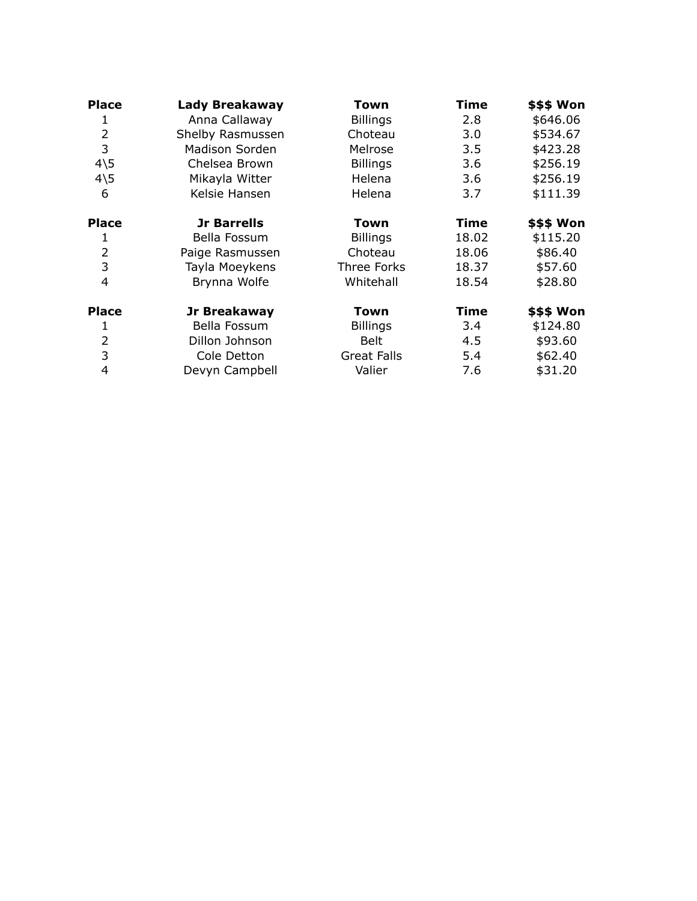| Place | Lady Breakaway | Town | Time | $$$ Won |
| --- | --- | --- | --- | --- |
| 1 | Anna Callaway | Billings | 2.8 | $646.06 |
| 2 | Shelby Rasmussen | Choteau | 3.0 | $534.67 |
| 3 | Madison Sorden | Melrose | 3.5 | $423.28 |
| 4\5 | Chelsea Brown | Billings | 3.6 | $256.19 |
| 4\5 | Mikayla Witter | Helena | 3.6 | $256.19 |
| 6 | Kelsie Hansen | Helena | 3.7 | $111.39 |

| Place | Jr Barrells | Town | Time | $$$ Won |
| --- | --- | --- | --- | --- |
| 1 | Bella Fossum | Billings | 18.02 | $115.20 |
| 2 | Paige Rasmussen | Choteau | 18.06 | $86.40 |
| 3 | Tayla Moeykens | Three Forks | 18.37 | $57.60 |
| 4 | Brynna Wolfe | Whitehall | 18.54 | $28.80 |

| Place | Jr Breakaway | Town | Time | $$$ Won |
| --- | --- | --- | --- | --- |
| 1 | Bella Fossum | Billings | 3.4 | $124.80 |
| 2 | Dillon Johnson | Belt | 4.5 | $93.60 |
| 3 | Cole Detton | Great Falls | 5.4 | $62.40 |
| 4 | Devyn Campbell | Valier | 7.6 | $31.20 |